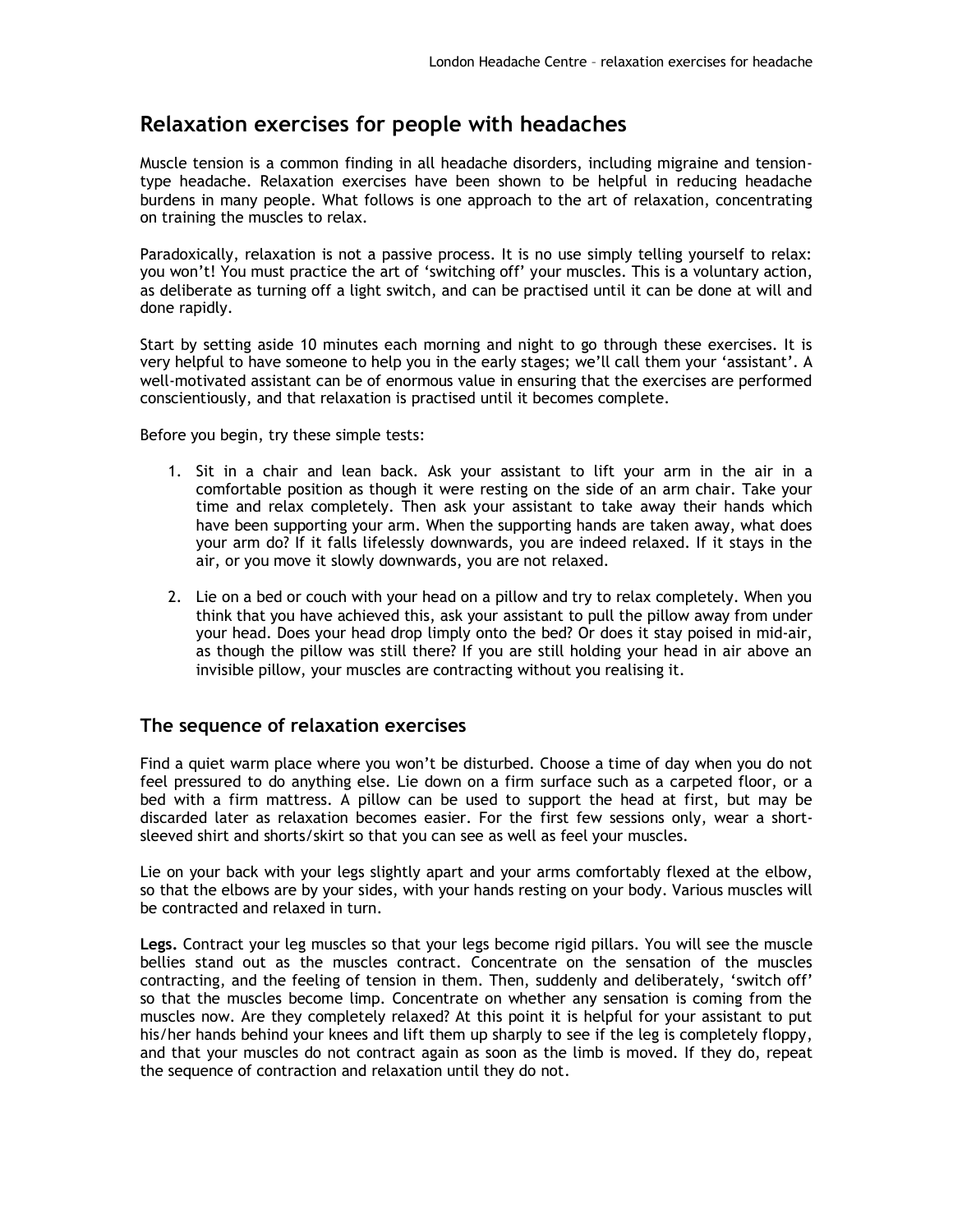# Relaxation exercises for people with headaches

Muscle tension is a common finding in all headache disorders, including migraine and tension-type headache. Relaxation exercises have been shown to be helpful in reducing headache burdens in many people. What follows is one approach to the art of relaxation, concentrating on training the muscles to relax.

Paradoxically, relaxation is not a passive process. It is no use simply telling yourself to relax: you won't! You must practice the art of 'switching off' your muscles. This is a voluntary action, as deliberate as turning off a light switch, and can be practised until it can be done at will and done rapidly.

Start by setting aside 10 minutes each morning and night to go through these exercises. It is very helpful to have someone to help you in the early stages; we'll call them your 'assistant'. A well-motivated assistant can be of enormous value in ensuring that the exercises are performed conscientiously, and that relaxation is practised until it becomes complete.

Before you begin, try these simple tests:

1. Sit in a chair and lean back. Ask your assistant to lift your arm in the air in a comfortable position as though it were resting on the side of an arm chair. Take your time and relax completely. Then ask your assistant to take away their hands which have been supporting your arm. When the supporting hands are taken away, what does your arm do? If it falls lifelessly downwards, you are indeed relaxed. If it stays in the air, or you move it slowly downwards, you are not relaxed.

2. Lie on a bed or couch with your head on a pillow and try to relax completely. When you think that you have achieved this, ask your assistant to pull the pillow away from under your head. Does your head drop limply onto the bed? Or does it stay poised in mid-air, as though the pillow was still there? If you are still holding your head in air above an invisible pillow, your muscles are contracting without you realising it.

## The sequence of relaxation exercises

Find a quiet warm place where you won't be disturbed. Choose a time of day when you do not feel pressured to do anything else. Lie down on a firm surface such as a carpeted floor, or a bed with a firm mattress. A pillow can be used to support the head at first, but may be discarded later as relaxation becomes easier. For the first few sessions only, wear a short-sleeved shirt and shorts/skirt so that you can see as well as feel your muscles.

Lie on your back with your legs slightly apart and your arms comfortably flexed at the elbow, so that the elbows are by your sides, with your hands resting on your body. Various muscles will be contracted and relaxed in turn.

**Legs.** Contract your leg muscles so that your legs become rigid pillars. You will see the muscle bellies stand out as the muscles contract. Concentrate on the sensation of the muscles contracting, and the feeling of tension in them. Then, suddenly and deliberately, 'switch off' so that the muscles become limp. Concentrate on whether any sensation is coming from the muscles now. Are they completely relaxed? At this point it is helpful for your assistant to put his/her hands behind your knees and lift them up sharply to see if the leg is completely floppy, and that your muscles do not contract again as soon as the limb is moved. If they do, repeat the sequence of contraction and relaxation until they do not.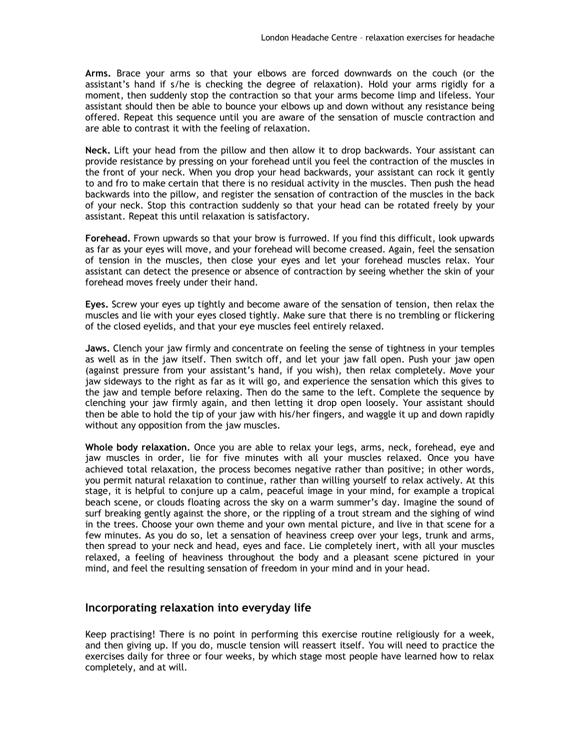**Arms.** Brace your arms so that your elbows are forced downwards on the couch (or the assistant's hand if s/he is checking the degree of relaxation). Hold your arms rigidly for a moment, then suddenly stop the contraction so that your arms become limp and lifeless. Your assistant should then be able to bounce your elbows up and down without any resistance being offered. Repeat this sequence until you are aware of the sensation of muscle contraction and are able to contrast it with the feeling of relaxation.

**Neck.** Lift your head from the pillow and then allow it to drop backwards. Your assistant can provide resistance by pressing on your forehead until you feel the contraction of the muscles in the front of your neck. When you drop your head backwards, your assistant can rock it gently to and fro to make certain that there is no residual activity in the muscles. Then push the head backwards into the pillow, and register the sensation of contraction of the muscles in the back of your neck. Stop this contraction suddenly so that your head can be rotated freely by your assistant. Repeat this until relaxation is satisfactory.

**Forehead.** Frown upwards so that your brow is furrowed. If you find this difficult, look upwards as far as your eyes will move, and your forehead will become creased. Again, feel the sensation of tension in the muscles, then close your eyes and let your forehead muscles relax. Your assistant can detect the presence or absence of contraction by seeing whether the skin of your forehead moves freely under their hand.

**Eyes.** Screw your eyes up tightly and become aware of the sensation of tension, then relax the muscles and lie with your eyes closed tightly. Make sure that there is no trembling or flickering of the closed eyelids, and that your eye muscles feel entirely relaxed.

**Jaws.** Clench your jaw firmly and concentrate on feeling the sense of tightness in your temples as well as in the jaw itself. Then switch off, and let your jaw fall open. Push your jaw open (against pressure from your assistant's hand, if you wish), then relax completely. Move your jaw sideways to the right as far as it will go, and experience the sensation which this gives to the jaw and temple before relaxing. Then do the same to the left. Complete the sequence by clenching your jaw firmly again, and then letting it drop open loosely. Your assistant should then be able to hold the tip of your jaw with his/her fingers, and waggle it up and down rapidly without any opposition from the jaw muscles.

**Whole body relaxation.** Once you are able to relax your legs, arms, neck, forehead, eye and jaw muscles in order, lie for five minutes with all your muscles relaxed. Once you have achieved total relaxation, the process becomes negative rather than positive; in other words, you permit natural relaxation to continue, rather than willing yourself to relax actively. At this stage, it is helpful to conjure up a calm, peaceful image in your mind, for example a tropical beach scene, or clouds floating across the sky on a warm summer's day. Imagine the sound of surf breaking gently against the shore, or the rippling of a trout stream and the sighing of wind in the trees. Choose your own theme and your own mental picture, and live in that scene for a few minutes. As you do so, let a sensation of heaviness creep over your legs, trunk and arms, then spread to your neck and head, eyes and face. Lie completely inert, with all your muscles relaxed, a feeling of heaviness throughout the body and a pleasant scene pictured in your mind, and feel the resulting sensation of freedom in your mind and in your head.

## Incorporating relaxation into everyday life

Keep practising! There is no point in performing this exercise routine religiously for a week, and then giving up. If you do, muscle tension will reassert itself. You will need to practice the exercises daily for three or four weeks, by which stage most people have learned how to relax completely, and at will.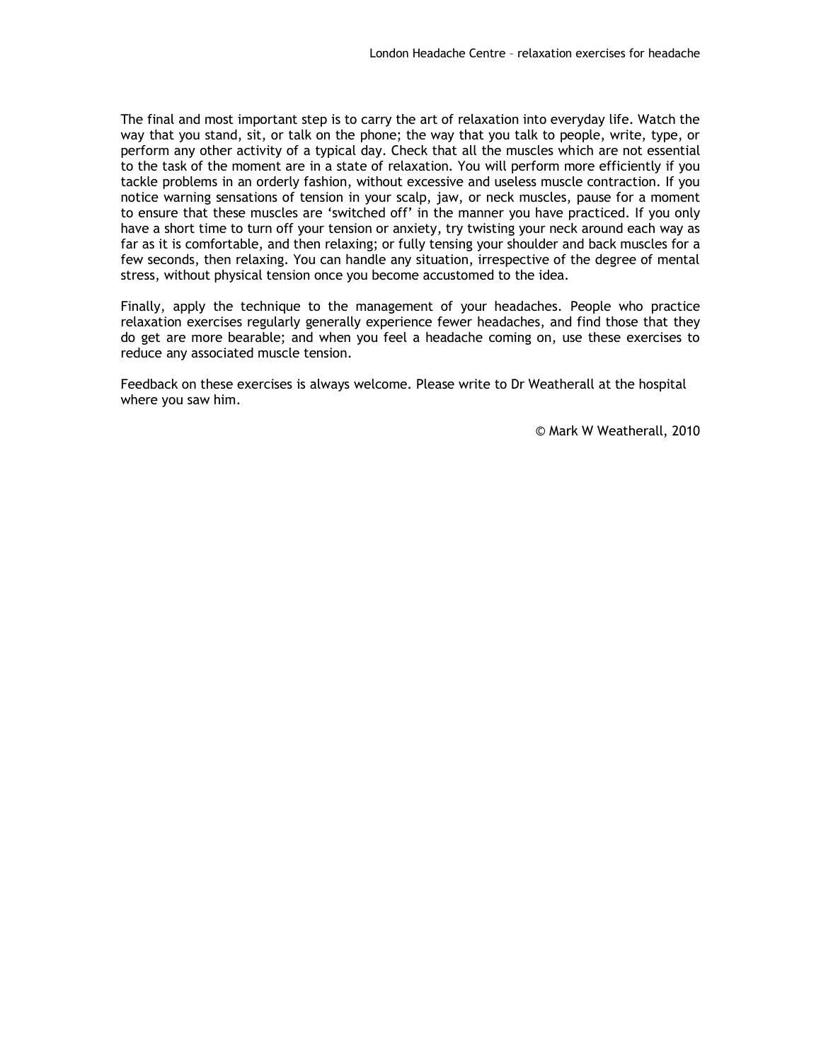The final and most important step is to carry the art of relaxation into everyday life. Watch the way that you stand, sit, or talk on the phone; the way that you talk to people, write, type, or perform any other activity of a typical day. Check that all the muscles which are not essential to the task of the moment are in a state of relaxation. You will perform more efficiently if you tackle problems in an orderly fashion, without excessive and useless muscle contraction. If you notice warning sensations of tension in your scalp, jaw, or neck muscles, pause for a moment to ensure that these muscles are 'switched off' in the manner you have practiced. If you only have a short time to turn off your tension or anxiety, try twisting your neck around each way as far as it is comfortable, and then relaxing; or fully tensing your shoulder and back muscles for a few seconds, then relaxing. You can handle any situation, irrespective of the degree of mental stress, without physical tension once you become accustomed to the idea.

Finally, apply the technique to the management of your headaches. People who practice relaxation exercises regularly generally experience fewer headaches, and find those that they do get are more bearable; and when you feel a headache coming on, use these exercises to reduce any associated muscle tension.

Feedback on these exercises is always welcome. Please write to Dr Weatherall at the hospital where you saw him.

© Mark W Weatherall, 2010